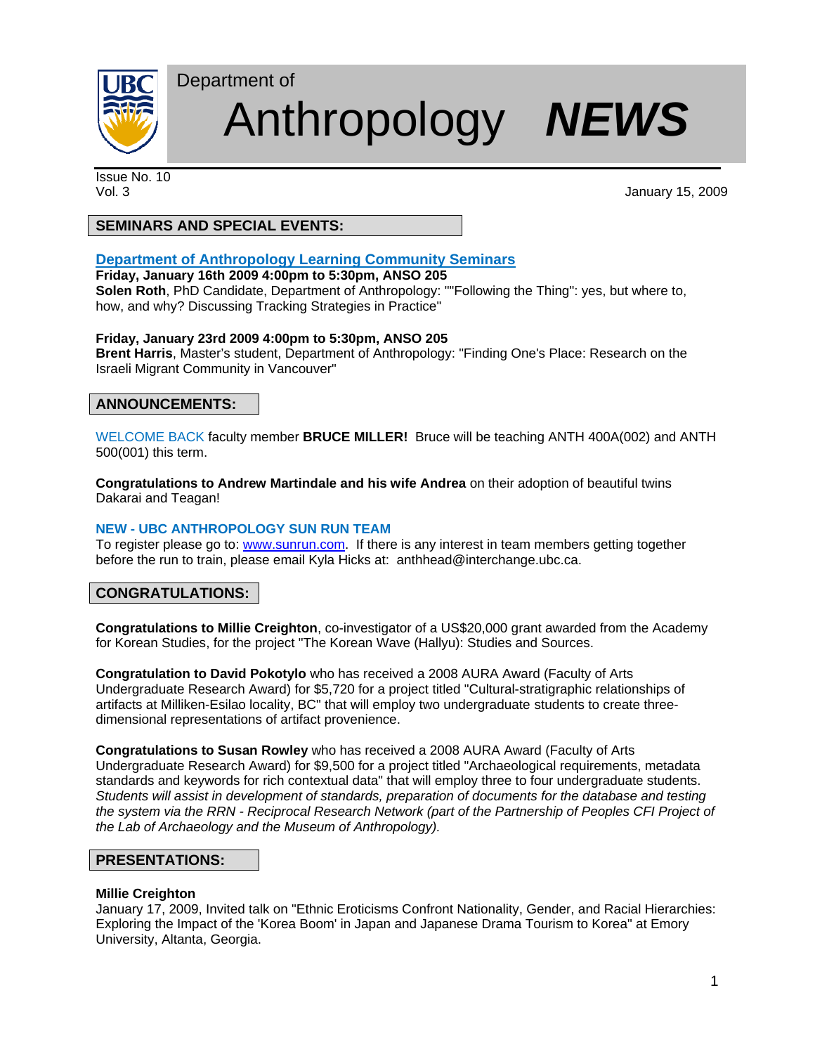# Department of Anthropology *NEWS*

Issue No. 10
Vol. 3

January 15, 2009

## SEMINARS AND SPECIAL EVENTS:

### Department of Anthropology Learning Community Seminars

**Friday, January 16th 2009 4:00pm to 5:30pm, ANSO 205**
**Solen Roth**, PhD Candidate, Department of Anthropology: ""Following the Thing": yes, but where to, how, and why? Discussing Tracking Strategies in Practice"

**Friday, January 23rd 2009 4:00pm to 5:30pm, ANSO 205**
**Brent Harris**, Master's student, Department of Anthropology: "Finding One's Place: Research on the Israeli Migrant Community in Vancouver"

## ANNOUNCEMENTS:

WELCOME BACK faculty member **BRUCE MILLER!** Bruce will be teaching ANTH 400A(002) and ANTH 500(001) this term.

**Congratulations to Andrew Martindale and his wife Andrea** on their adoption of beautiful twins Dakarai and Teagan!

**NEW - UBC ANTHROPOLOGY SUN RUN TEAM**
To register please go to: www.sunrun.com. If there is any interest in team members getting together before the run to train, please email Kyla Hicks at: anthhead@interchange.ubc.ca.

## CONGRATULATIONS:

**Congratulations to Millie Creighton**, co-investigator of a US$20,000 grant awarded from the Academy for Korean Studies, for the project "The Korean Wave (Hallyu): Studies and Sources.

**Congratulation to David Pokotylo** who has received a 2008 AURA Award (Faculty of Arts Undergraduate Research Award) for $5,720 for a project titled "Cultural-stratigraphic relationships of artifacts at Milliken-Esilao locality, BC" that will employ two undergraduate students to create three-dimensional representations of artifact provenience.

**Congratulations to Susan Rowley** who has received a 2008 AURA Award (Faculty of Arts Undergraduate Research Award) for $9,500 for a project titled "Archaeological requirements, metadata standards and keywords for rich contextual data" that will employ three to four undergraduate students. *Students will assist in development of standards, preparation of documents for the database and testing the system via the RRN - Reciprocal Research Network (part of the Partnership of Peoples CFI Project of the Lab of Archaeology and the Museum of Anthropology).*

## PRESENTATIONS:

**Millie Creighton**
January 17, 2009, Invited talk on "Ethnic Eroticisms Confront Nationality, Gender, and Racial Hierarchies: Exploring the Impact of the 'Korea Boom' in Japan and Japanese Drama Tourism to Korea" at Emory University, Altanta, Georgia.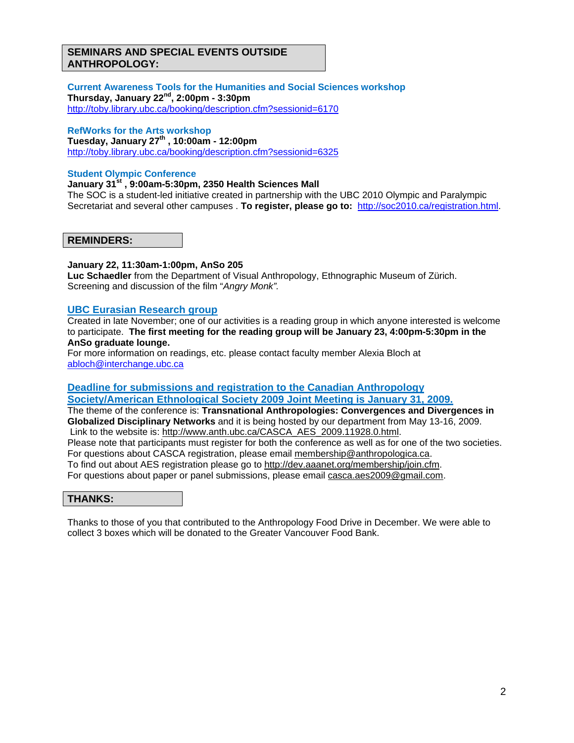## SEMINARS AND SPECIAL EVENTS OUTSIDE ANTHROPOLOGY:

**Current Awareness Tools for the Humanities and Social Sciences workshop**
**Thursday, January 22nd, 2:00pm - 3:30pm**
http://toby.library.ubc.ca/booking/description.cfm?sessionid=6170

**RefWorks for the Arts workshop**
**Tuesday, January 27th , 10:00am - 12:00pm**
http://toby.library.ubc.ca/booking/description.cfm?sessionid=6325

**Student Olympic Conference**
**January 31st , 9:00am-5:30pm, 2350 Health Sciences Mall**
The SOC is a student-led initiative created in partnership with the UBC 2010 Olympic and Paralympic Secretariat and several other campuses . **To register, please go to:** http://soc2010.ca/registration.html.

## REMINDERS:

**January 22, 11:30am-1:00pm, AnSo 205**
**Luc Schaedler** from the Department of Visual Anthropology, Ethnographic Museum of Zürich.
Screening and discussion of the film "*Angry Monk".*

**UBC Eurasian Research group**
Created in late November; one of our activities is a reading group in which anyone interested is welcome to participate. **The first meeting for the reading group will be January 23, 4:00pm-5:30pm in the AnSo graduate lounge.**
For more information on readings, etc. please contact faculty member Alexia Bloch at abloch@interchange.ubc.ca

**Deadline for submissions and registration to the Canadian Anthropology Society/American Ethnological Society 2009 Joint Meeting is January 31, 2009.**
The theme of the conference is: **Transnational Anthropologies: Convergences and Divergences in Globalized Disciplinary Networks** and it is being hosted by our department from May 13-16, 2009.
Link to the website is: http://www.anth.ubc.ca/CASCA_AES_2009.11928.0.html.
Please note that participants must register for both the conference as well as for one of the two societies.
For questions about CASCA registration, please email membership@anthropologica.ca.
To find out about AES registration please go to http://dev.aaanet.org/membership/join.cfm.
For questions about paper or panel submissions, please email casca.aes2009@gmail.com.

## THANKS:

Thanks to those of you that contributed to the Anthropology Food Drive in December. We were able to collect 3 boxes which will be donated to the Greater Vancouver Food Bank.